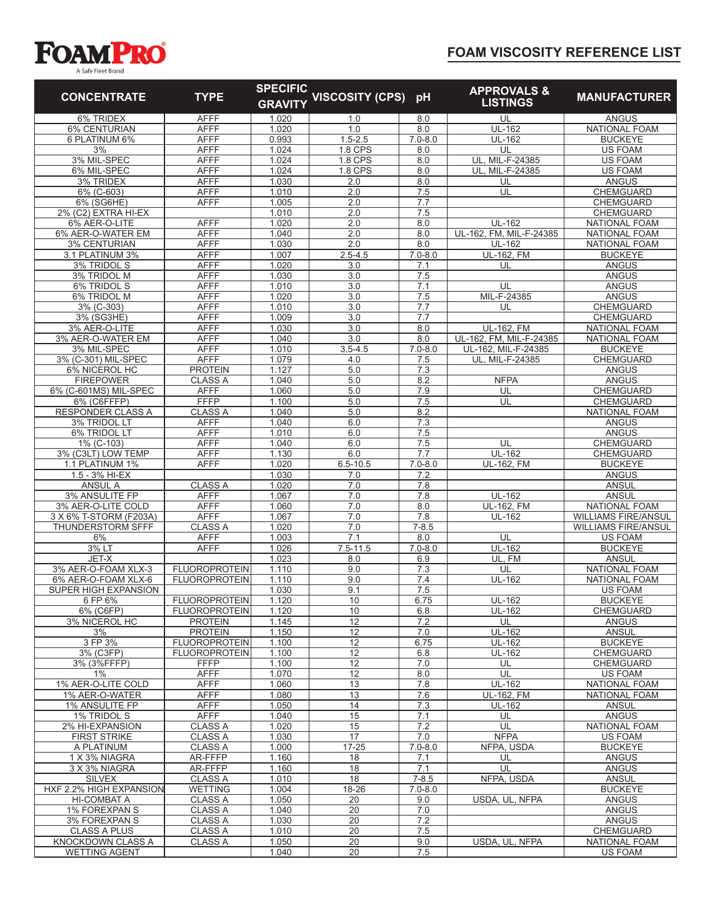# FOAMPRO

A Safe Fleet Brand

## FOAM VISCOSITY REFERENCE LIST

| CONCENTRATE | TYPE | SPECIFIC GRAVITY | VISCOSITY (CPS) | pH | APPROVALS & LISTINGS | MANUFACTURER |
|---|---|---|---|---|---|---|
| 6% TRIDEX | AFFF | 1.020 | 1.0 | 8.0 | UL | ANGUS |
| 6% CENTURIAN | AFFF | 1.020 | 1.0 | 8.0 | UL-162 | NATIONAL FOAM |
| 6 PLATINUM 6% | AFFF | 0.993 | 1.5-2.5 | 7.0-8.0 | UL-162 | BUCKEYE |
| 3% | AFFF | 1.024 | 1.8 CPS | 8.0 | UL | US FOAM |
| 3% MIL-SPEC | AFFF | 1.024 | 1.8 CPS | 8.0 | UL, MIL-F-24385 | US FOAM |
| 6% MIL-SPEC | AFFF | 1.024 | 1.8 CPS | 8.0 | UL, MIL-F-24385 | US FOAM |
| 3% TRIDEX | AFFF | 1.030 | 2.0 | 8.0 | UL | ANGUS |
| 6% (C-603) | AFFF | 1.010 | 2.0 | 7.5 | UL | CHEMGUARD |
| 6% (SG6HE) | AFFF | 1.005 | 2.0 | 7.7 | | CHEMGUARD |
| 2% (C2) EXTRA HI-EX | | 1.010 | 2.0 | 7.5 | | CHEMGUARD |
| 6% AER-O-LITE | AFFF | 1.020 | 2.0 | 8.0 | UL-162 | NATIONAL FOAM |
| 6% AER-O-WATER EM | AFFF | 1.040 | 2.0 | 8.0 | UL-162, FM, MIL-F-24385 | NATIONAL FOAM |
| 3% CENTURIAN | AFFF | 1.030 | 2.0 | 8.0 | UL-162 | NATIONAL FOAM |
| 3.1 PLATINUM 3% | AFFF | 1.007 | 2.5-4.5 | 7.0-8.0 | UL-162, FM | BUCKEYE |
| 3% TRIDOL S | AFFF | 1.020 | 3.0 | 7.1 | UL | ANGUS |
| 3% TRIDOL M | AFFF | 1.030 | 3.0 | 7.5 | | ANGUS |
| 6% TRIDOL S | AFFF | 1.010 | 3.0 | 7.1 | UL | ANGUS |
| 6% TRIDOL M | AFFF | 1.020 | 3.0 | 7.5 | MIL-F-24385 | ANGUS |
| 3% (C-303) | AFFF | 1.010 | 3.0 | 7.7 | UL | CHEMGUARD |
| 3% (SG3HE) | AFFF | 1.009 | 3.0 | 7.7 | | CHEMGUARD |
| 3% AER-O-LITE | AFFF | 1.030 | 3.0 | 8.0 | UL-162, FM | NATIONAL FOAM |
| 3% AER-O-WATER EM | AFFF | 1.040 | 3.0 | 8.0 | UL-162, FM, MIL-F-24385 | NATIONAL FOAM |
| 3% MIL-SPEC | AFFF | 1.010 | 3.5-4.5 | 7.0-8.0 | UL-162, MIL-F-24385 | BUCKEYE |
| 3% (C-301) MIL-SPEC | AFFF | 1.079 | 4.0 | 7.5 | UL, MIL-F-24385 | CHEMGUARD |
| 6% NICEROL HC | PROTEIN | 1.127 | 5.0 | 7.3 | | ANGUS |
| FIREPOWER | CLASS A | 1.040 | 5.0 | 8.2 | NFPA | ANGUS |
| 6% (C-601MS) MIL-SPEC | AFFF | 1.060 | 5.0 | 7.9 | UL | CHEMGUARD |
| 6% (C6FFFP) | FFFP | 1.100 | 5.0 | 7.5 | UL | CHEMGUARD |
| RESPONDER CLASS A | CLASS A | 1.040 | 5.0 | 8.2 | | NATIONAL FOAM |
| 3% TRIDOL LT | AFFF | 1.040 | 6.0 | 7.3 | | ANGUS |
| 6% TRIDOL LT | AFFF | 1.010 | 6.0 | 7.5 | | ANGUS |
| 1% (C-103) | AFFF | 1.040 | 6.0 | 7.5 | UL | CHEMGUARD |
| 3% (C3LT) LOW TEMP | AFFF | 1.130 | 6.0 | 7.7 | UL-162 | CHEMGUARD |
| 1.1 PLATINUM 1% | AFFF | 1.020 | 6.5-10.5 | 7.0-8.0 | UL-162, FM | BUCKEYE |
| 1.5 - 3% HI-EX | | 1.030 | 7.0 | 7.2 | | ANGUS |
| ANSUL A | CLASS A | 1.020 | 7.0 | 7.8 | | ANSUL |
| 3% ANSULITE FP | AFFF | 1.067 | 7.0 | 7.8 | UL-162 | ANSUL |
| 3% AER-O-LITE COLD | AFFF | 1.060 | 7.0 | 8.0 | UL-162, FM | NATIONAL FOAM |
| 3 X 6% T-STORM (F203A) | AFFF | 1.067 | 7.0 | 7.8 | UL-162 | WILLIAMS FIRE/ANSUL |
| THUNDERSTORM SFFF | CLASS A | 1.020 | 7.0 | 7-8.5 | | WILLIAMS FIRE/ANSUL |
| 6% | AFFF | 1.003 | 7.1 | 8.0 | UL | US FOAM |
| 3% LT | AFFF | 1.026 | 7.5-11.5 | 7.0-8.0 | UL-162 | BUCKEYE |
| JET-X | | 1.023 | 8.0 | 6.9 | UL, FM | ANSUL |
| 3% AER-O-FOAM XLX-3 | FLUOROPROTEIN | 1.110 | 9.0 | 7.3 | UL | NATIONAL FOAM |
| 6% AER-O-FOAM XLX-6 | FLUOROPROTEIN | 1.110 | 9.0 | 7.4 | UL-162 | NATIONAL FOAM |
| SUPER HIGH EXPANSION | | 1.030 | 9.1 | 7.5 | | US FOAM |
| 6 FP 6% | FLUOROPROTEIN | 1.120 | 10 | 6.75 | UL-162 | BUCKEYE |
| 6% (C6FP) | FLUOROPROTEIN | 1.120 | 10 | 6.8 | UL-162 | CHEMGUARD |
| 3% NICEROL HC | PROTEIN | 1.145 | 12 | 7.2 | UL | ANGUS |
| 3% | PROTEIN | 1.150 | 12 | 7.0 | UL-162 | ANSUL |
| 3 FP 3% | FLUOROPROTEIN | 1.100 | 12 | 6.75 | UL-162 | BUCKEYE |
| 3% (C3FP) | FLUOROPROTEIN | 1.100 | 12 | 6.8 | UL-162 | CHEMGUARD |
| 3% (3%FFFP) | FFFP | 1.100 | 12 | 7.0 | UL | CHEMGUARD |
| 1% | AFFF | 1.070 | 12 | 8.0 | UL | US FOAM |
| 1% AER-O-LITE COLD | AFFF | 1.060 | 13 | 7.8 | UL-162 | NATIONAL FOAM |
| 1% AER-O-WATER | AFFF | 1.080 | 13 | 7.6 | UL-162, FM | NATIONAL FOAM |
| 1% ANSULITE FP | AFFF | 1.050 | 14 | 7.3 | UL-162 | ANSUL |
| 1% TRIDOL S | AFFF | 1.040 | 15 | 7.1 | UL | ANGUS |
| 2% HI-EXPANSION | CLASS A | 1.020 | 15 | 7.2 | UL | NATIONAL FOAM |
| FIRST STRIKE | CLASS A | 1.030 | 17 | 7.0 | NFPA | US FOAM |
| A PLATINUM | CLASS A | 1.000 | 17-25 | 7.0-8.0 | NFPA, USDA | BUCKEYE |
| 1 X 3% NIAGRA | AR-FFFP | 1.160 | 18 | 7.1 | UL | ANGUS |
| 3 X 3% NIAGRA | AR-FFFP | 1.160 | 18 | 7.1 | UL | ANGUS |
| SILVEX | CLASS A | 1.010 | 18 | 7-8.5 | NFPA, USDA | ANSUL |
| HXF 2.2% HIGH EXPANSION | WETTING | 1.004 | 18-26 | 7.0-8.0 | | BUCKEYE |
| HI-COMBAT A | CLASS A | 1.050 | 20 | 9.0 | USDA, UL, NFPA | ANGUS |
| 1% FOREXPAN S | CLASS A | 1.040 | 20 | 7.0 | | ANGUS |
| 3% FOREXPAN S | CLASS A | 1.030 | 20 | 7.2 | | ANGUS |
| CLASS A PLUS | CLASS A | 1.010 | 20 | 7.5 | | CHEMGUARD |
| KNOCKDOWN CLASS A | CLASS A | 1.050 | 20 | 9.0 | USDA, UL, NFPA | NATIONAL FOAM |
| WETTING AGENT | | 1.040 | 20 | 7.5 | | US FOAM |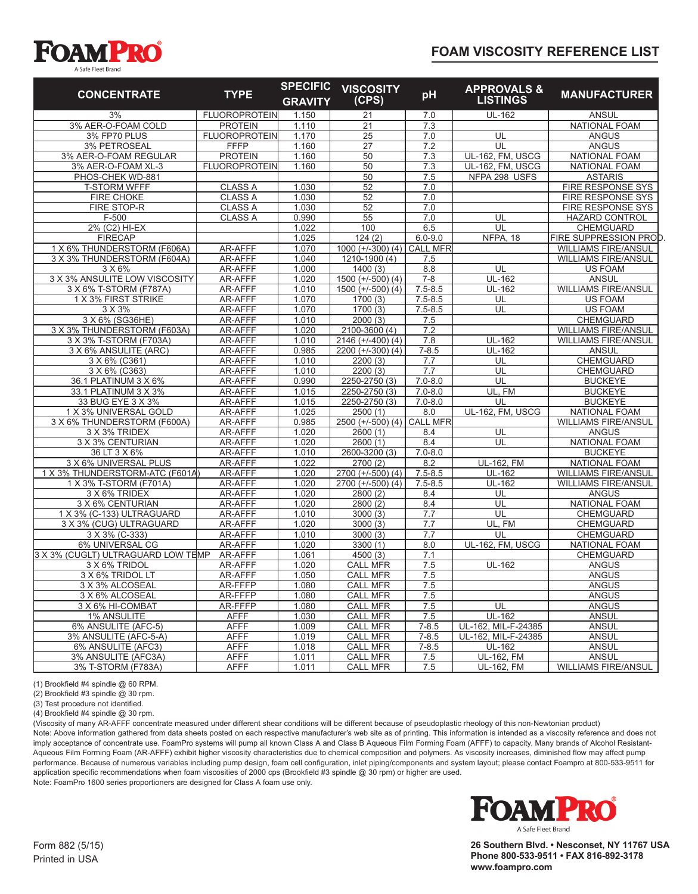# FOAM VISCOSITY REFERENCE LIST

| CONCENTRATE | TYPE | SPECIFIC GRAVITY | VISCOSITY (CPS) | pH | APPROVALS & LISTINGS | MANUFACTURER |
|---|---|---|---|---|---|---|
| 3% | FLUOROPROTEIN | 1.150 | 21 | 7.0 | UL-162 | ANSUL |
| 3% AER-O-FOAM COLD | PROTEIN | 1.110 | 21 | 7.3 | | NATIONAL FOAM |
| 3% FP70 PLUS | FLUOROPROTEIN | 1.170 | 25 | 7.0 | UL | ANGUS |
| 3% PETROSEAL | FFFP | 1.160 | 27 | 7.2 | UL | ANGUS |
| 3% AER-O-FOAM REGULAR | PROTEIN | 1.160 | 50 | 7.3 | UL-162, FM, USCG | NATIONAL FOAM |
| 3% AER-O-FOAM XL-3 | FLUOROPROTEIN | 1.160 | 50 | 7.3 | UL-162, FM, USCG | NATIONAL FOAM |
| PHOS-CHEK WD-881 | | | 50 | 7.5 | NFPA 298 USFS | ASTARIS |
| T-STORM WFFF | CLASS A | 1.030 | 52 | 7.0 | | FIRE RESPONSE SYS |
| FIRE CHOKE | CLASS A | 1.030 | 52 | 7.0 | | FIRE RESPONSE SYS |
| FIRE STOP-R | CLASS A | 1.030 | 52 | 7.0 | | FIRE RESPONSE SYS |
| F-500 | CLASS A | 0.990 | 55 | 7.0 | UL | HAZARD CONTROL |
| 2% (C2) HI-EX | | 1.022 | 100 | 6.5 | UL | CHEMGUARD |
| FIRECAP | | 1.025 | 124 (2) | 6.0-9.0 | NFPA, 18 | FIRE SUPPRESSION PROD. |
| 1 X 6% THUNDERSTORM (F606A) | AR-AFFF | 1.070 | 1000 (+/-300) (4) | CALL MFR | | WILLIAMS FIRE/ANSUL |
| 3 X 3% THUNDERSTORM (F604A) | AR-AFFF | 1.040 | 1210-1900 (4) | 7.5 | | WILLIAMS FIRE/ANSUL |
| 3 X 6% | AR-AFFF | 1.000 | 1400 (3) | 8.8 | UL | US FOAM |
| 3 X 3% ANSULITE LOW VISCOSITY | AR-AFFF | 1.020 | 1500 (+/-500) (4) | 7-8 | UL-162 | ANSUL |
| 3 X 6% T-STORM (F787A) | AR-AFFF | 1.010 | 1500 (+/-500) (4) | 7.5-8.5 | UL-162 | WILLIAMS FIRE/ANSUL |
| 1 X 3% FIRST STRIKE | AR-AFFF | 1.070 | 1700 (3) | 7.5-8.5 | UL | US FOAM |
| 3 X 3% | AR-AFFF | 1.070 | 1700 (3) | 7.5-8.5 | UL | US FOAM |
| 3 X 6% (SG36HE) | AR-AFFF | 1.010 | 2000 (3) | 7.5 | | CHEMGUARD |
| 3 X 3% THUNDERSTORM (F603A) | AR-AFFF | 1.020 | 2100-3600 (4) | 7.2 | | WILLIAMS FIRE/ANSUL |
| 3 X 3% T-STORM (F703A) | AR-AFFF | 1.010 | 2146 (+/-400) (4) | 7.8 | UL-162 | WILLIAMS FIRE/ANSUL |
| 3 X 6% ANSULITE (ARC) | AR-AFFF | 0.985 | 2200 (+/-300) (4) | 7-8.5 | UL-162 | ANSUL |
| 3 X 6% (C361) | AR-AFFF | 1.010 | 2200 (3) | 7.7 | UL | CHEMGUARD |
| 3 X 6% (C363) | AR-AFFF | 1.010 | 2200 (3) | 7.7 | UL | CHEMGUARD |
| 36.1 PLATINUM 3 X 6% | AR-AFFF | 0.990 | 2250-2750 (3) | 7.0-8.0 | UL | BUCKEYE |
| 33.1 PLATINUM 3 X 3% | AR-AFFF | 1.015 | 2250-2750 (3) | 7.0-8.0 | UL, FM | BUCKEYE |
| 33 BUG EYE 3 X 3% | AR-AFFF | 1.015 | 2250-2750 (3) | 7.0-8.0 | UL | BUCKEYE |
| 1 X 3% UNIVERSAL GOLD | AR-AFFF | 1.025 | 2500 (1) | 8.0 | UL-162, FM, USCG | NATIONAL FOAM |
| 3 X 6% THUNDERSTORM (F600A) | AR-AFFF | 0.985 | 2500 (+/-500) (4) | CALL MFR | | WILLIAMS FIRE/ANSUL |
| 3 X 3% TRIDEX | AR-AFFF | 1.020 | 2600 (1) | 8.4 | UL | ANGUS |
| 3 X 3% CENTURIAN | AR-AFFF | 1.020 | 2600 (1) | 8.4 | UL | NATIONAL FOAM |
| 36 LT 3 X 6% | AR-AFFF | 1.010 | 2600-3200 (3) | 7.0-8.0 | | BUCKEYE |
| 3 X 6% UNIVERSAL PLUS | AR-AFFF | 1.022 | 2700 (2) | 8.2 | UL-162, FM | NATIONAL FOAM |
| 1 X 3% THUNDERSTORM-ATC (F601A) | AR-AFFF | 1.020 | 2700 (+/-500) (4) | 7.5-8.5 | UL-162 | WILLIAMS FIRE/ANSUL |
| 1 X 3% T-STORM (F701A) | AR-AFFF | 1.020 | 2700 (+/-500) (4) | 7.5-8.5 | UL-162 | WILLIAMS FIRE/ANSUL |
| 3 X 6% TRIDEX | AR-AFFF | 1.020 | 2800 (2) | 8.4 | UL | ANGUS |
| 3 X 6% CENTURIAN | AR-AFFF | 1.020 | 2800 (2) | 8.4 | UL | NATIONAL FOAM |
| 1 X 3% (C-133) ULTRAGUARD | AR-AFFF | 1.010 | 3000 (3) | 7.7 | UL | CHEMGUARD |
| 3 X 3% (CUG) ULTRAGUARD | AR-AFFF | 1.020 | 3000 (3) | 7.7 | UL, FM | CHEMGUARD |
| 3 X 3% (C-333) | AR-AFFF | 1.010 | 3000 (3) | 7.7 | UL | CHEMGUARD |
| 6% UNIVERSAL CG | AR-AFFF | 1.020 | 3300 (1) | 8.0 | UL-162, FM, USCG | NATIONAL FOAM |
| 3 X 3% (CUGLT) ULTRAGUARD LOW TEMP | AR-AFFF | 1.061 | 4500 (3) | 7.1 | | CHEMGUARD |
| 3 X 6% TRIDOL | AR-AFFF | 1.020 | CALL MFR | 7.5 | UL-162 | ANGUS |
| 3 X 6% TRIDOL LT | AR-AFFF | 1.050 | CALL MFR | 7.5 | | ANGUS |
| 3 X 3% ALCOSEAL | AR-FFFP | 1.080 | CALL MFR | 7.5 | | ANGUS |
| 3 X 6% ALCOSEAL | AR-FFFP | 1.080 | CALL MFR | 7.5 | | ANGUS |
| 3 X 6% HI-COMBAT | AR-FFFP | 1.080 | CALL MFR | 7.5 | UL | ANGUS |
| 1% ANSULITE | AFFF | 1.030 | CALL MFR | 7.5 | UL-162 | ANSUL |
| 6% ANSULITE (AFC-5) | AFFF | 1.009 | CALL MFR | 7-8.5 | UL-162, MIL-F-24385 | ANSUL |
| 3% ANSULITE (AFC-5-A) | AFFF | 1.019 | CALL MFR | 7-8.5 | UL-162, MIL-F-24385 | ANSUL |
| 6% ANSULITE (AFC3) | AFFF | 1.018 | CALL MFR | 7-8.5 | UL-162 | ANSUL |
| 3% ANSULITE (AFC3A) | AFFF | 1.011 | CALL MFR | 7.5 | UL-162, FM | ANSUL |
| 3% T-STORM (F783A) | AFFF | 1.011 | CALL MFR | 7.5 | UL-162, FM | WILLIAMS FIRE/ANSUL |

(1) Brookfield #4 spindle @ 60 RPM.
(2) Brookfield #3 spindle @ 30 rpm.
(3) Test procedure not identified.
(4) Brookfield #4 spindle @ 30 rpm.

(Viscosity of many AR-AFFF concentrate measured under different shear conditions will be different because of pseudoplastic rheology of this non-Newtonian product)

Note: Above information gathered from data sheets posted on each respective manufacturer's web site as of printing. This information is intended as a viscosity reference and does not imply acceptance of concentrate use. FoamPro systems will pump all known Class A and Class B Aqueous Film Forming Foam (AFFF) to capacity. Many brands of Alcohol Resistant-Aqueous Film Forming Foam (AR-AFFF) exhibit higher viscosity characteristics due to chemical composition and polymers. As viscosity increases, diminished flow may affect pump performance. Because of numerous variables including pump design, foam cell configuration, inlet piping/components and system layout; please contact Foampro at 800-533-9511 for application specific recommendations when foam viscosities of 2000 cps (Brookfield #3 spindle @ 30 rpm) or higher are used.

Note: FoamPro 1600 series proportioners are designed for Class A foam use only.

Form 882 (5/15)
Printed in USA

FOAMPRO® A Safe Fleet Brand

**26 Southern Blvd. • Nesconset, NY 11767 USA**
**Phone 800-533-9511 • FAX 816-892-3178**
**www.foampro.com**